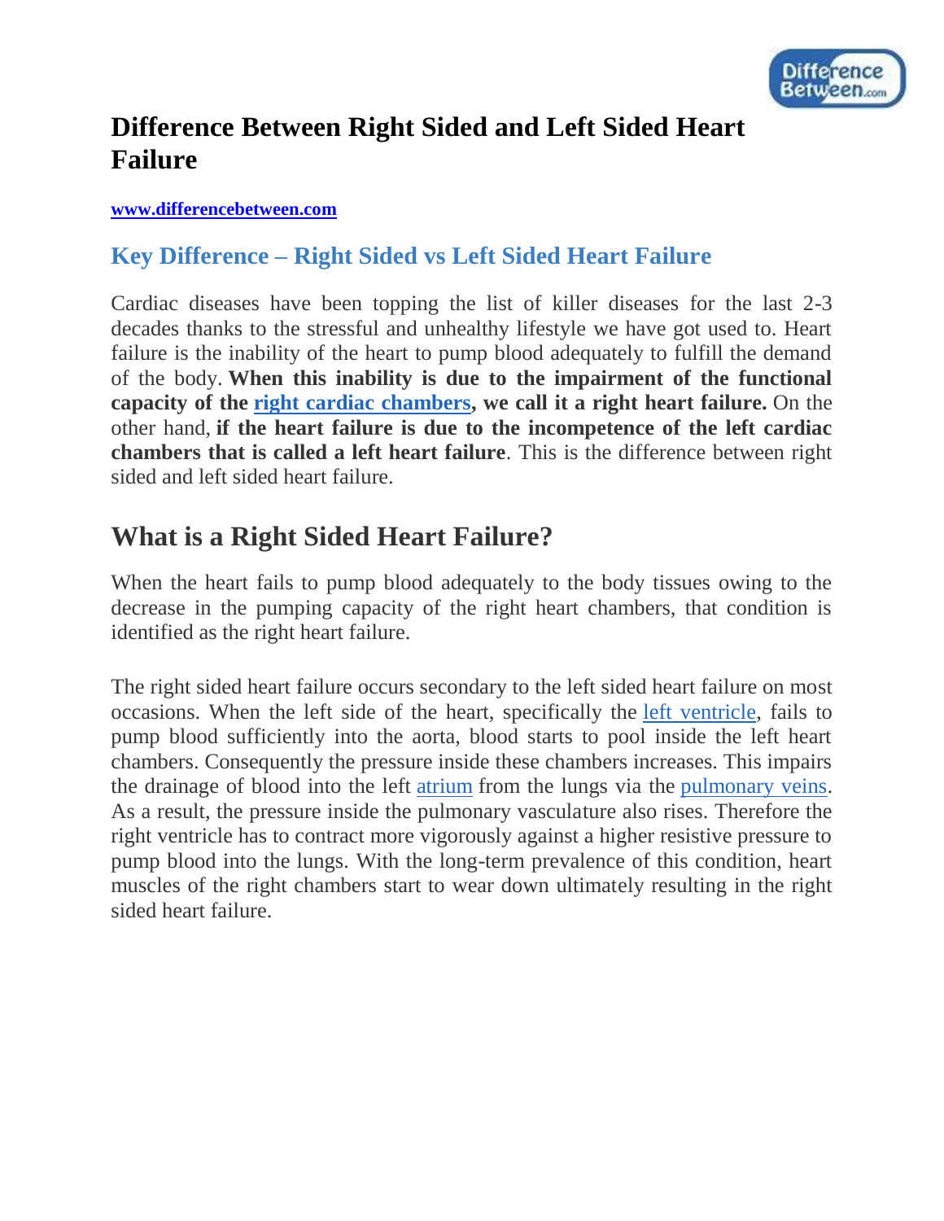# Difference Between Right Sided and Left Sided Heart Failure

**[www.differencebetween.com](www.differencebetween.com)**

## Key Difference – Right Sided vs Left Sided Heart Failure

Cardiac diseases have been topping the list of killer diseases for the last 2-3 decades thanks to the stressful and unhealthy lifestyle we have got used to. Heart failure is the inability of the heart to pump blood adequately to fulfill the demand of the body. **When this inability is due to the impairment of the functional capacity of the right cardiac chambers, we call it a right heart failure.** On the other hand, **if the heart failure is due to the incompetence of the left cardiac chambers that is called a left heart failure**. This is the difference between right sided and left sided heart failure.

## What is a Right Sided Heart Failure?

When the heart fails to pump blood adequately to the body tissues owing to the decrease in the pumping capacity of the right heart chambers, that condition is identified as the right heart failure.

The right sided heart failure occurs secondary to the left sided heart failure on most occasions. When the left side of the heart, specifically the left ventricle, fails to pump blood sufficiently into the aorta, blood starts to pool inside the left heart chambers. Consequently the pressure inside these chambers increases. This impairs the drainage of blood into the left atrium from the lungs via the pulmonary veins. As a result, the pressure inside the pulmonary vasculature also rises. Therefore the right ventricle has to contract more vigorously against a higher resistive pressure to pump blood into the lungs. With the long-term prevalence of this condition, heart muscles of the right chambers start to wear down ultimately resulting in the right sided heart failure.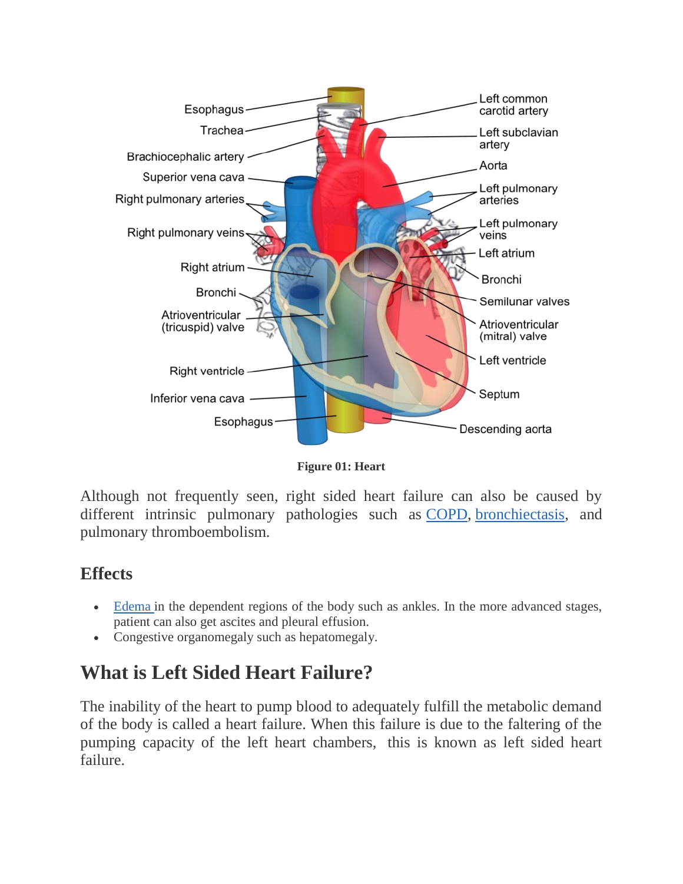**Figure 01: Heart**

Although not frequently seen, right sided heart failure can also be caused by different intrinsic pulmonary pathologies such as COPD, bronchiectasis, and pulmonary thromboembolism.

### Effects

- Edema in the dependent regions of the body such as ankles. In the more advanced stages, patient can also get ascites and pleural effusion.
- Congestive organomegaly such as hepatomegaly.

## What is Left Sided Heart Failure?

The inability of the heart to pump blood to adequately fulfill the metabolic demand of the body is called a heart failure. When this failure is due to the faltering of the pumping capacity of the left heart chambers, this is known as left sided heart failure.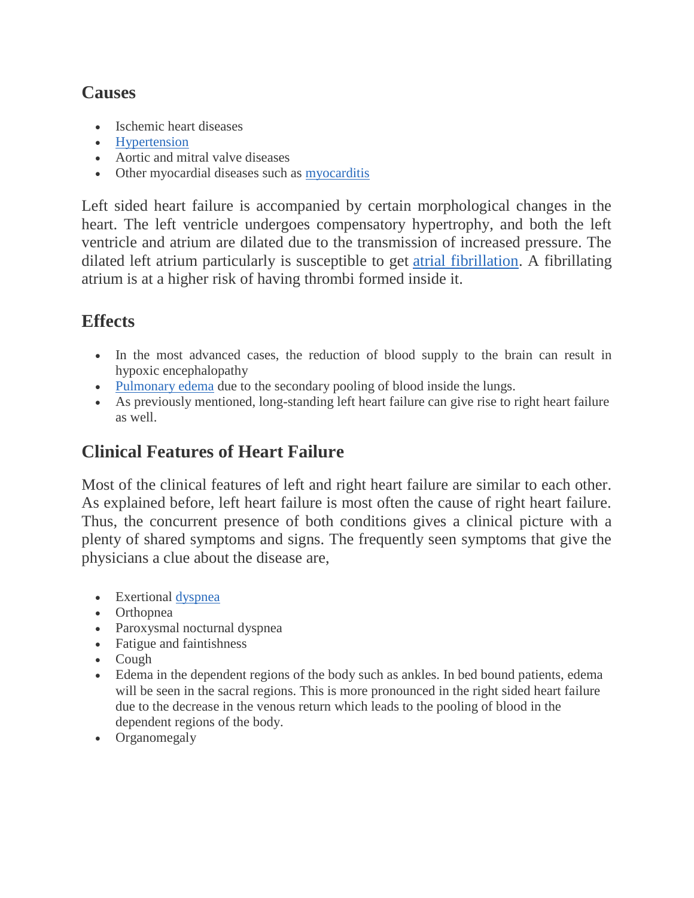## Causes

- Ischemic heart diseases
- Hypertension
- Aortic and mitral valve diseases
- Other myocardial diseases such as myocarditis

Left sided heart failure is accompanied by certain morphological changes in the heart. The left ventricle undergoes compensatory hypertrophy, and both the left ventricle and atrium are dilated due to the transmission of increased pressure. The dilated left atrium particularly is susceptible to get atrial fibrillation. A fibrillating atrium is at a higher risk of having thrombi formed inside it.

## Effects

- In the most advanced cases, the reduction of blood supply to the brain can result in hypoxic encephalopathy
- Pulmonary edema due to the secondary pooling of blood inside the lungs.
- As previously mentioned, long-standing left heart failure can give rise to right heart failure as well.

## Clinical Features of Heart Failure

Most of the clinical features of left and right heart failure are similar to each other. As explained before, left heart failure is most often the cause of right heart failure. Thus, the concurrent presence of both conditions gives a clinical picture with a plenty of shared symptoms and signs. The frequently seen symptoms that give the physicians a clue about the disease are,

- Exertional dyspnea
- Orthopnea
- Paroxysmal nocturnal dyspnea
- Fatigue and faintishness
- Cough
- Edema in the dependent regions of the body such as ankles. In bed bound patients, edema will be seen in the sacral regions. This is more pronounced in the right sided heart failure due to the decrease in the venous return which leads to the pooling of blood in the dependent regions of the body.
- Organomegaly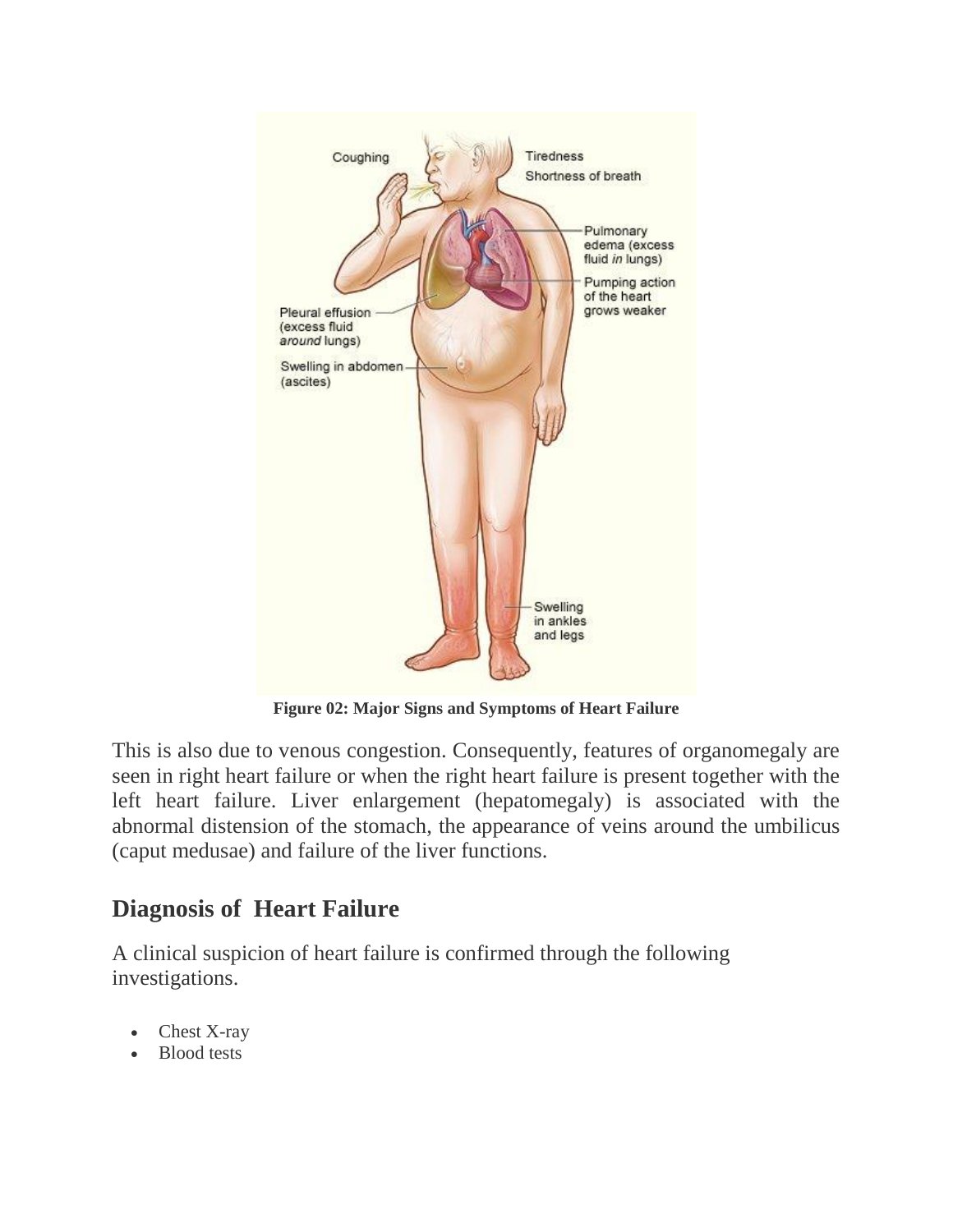**Figure 02: Major Signs and Symptoms of Heart Failure**

This is also due to venous congestion. Consequently, features of organomegaly are seen in right heart failure or when the right heart failure is present together with the left heart failure. Liver enlargement (hepatomegaly) is associated with the abnormal distension of the stomach, the appearance of veins around the umbilicus (caput medusae) and failure of the liver functions.

## Diagnosis of Heart Failure

A clinical suspicion of heart failure is confirmed through the following investigations.

- Chest X-ray
- Blood tests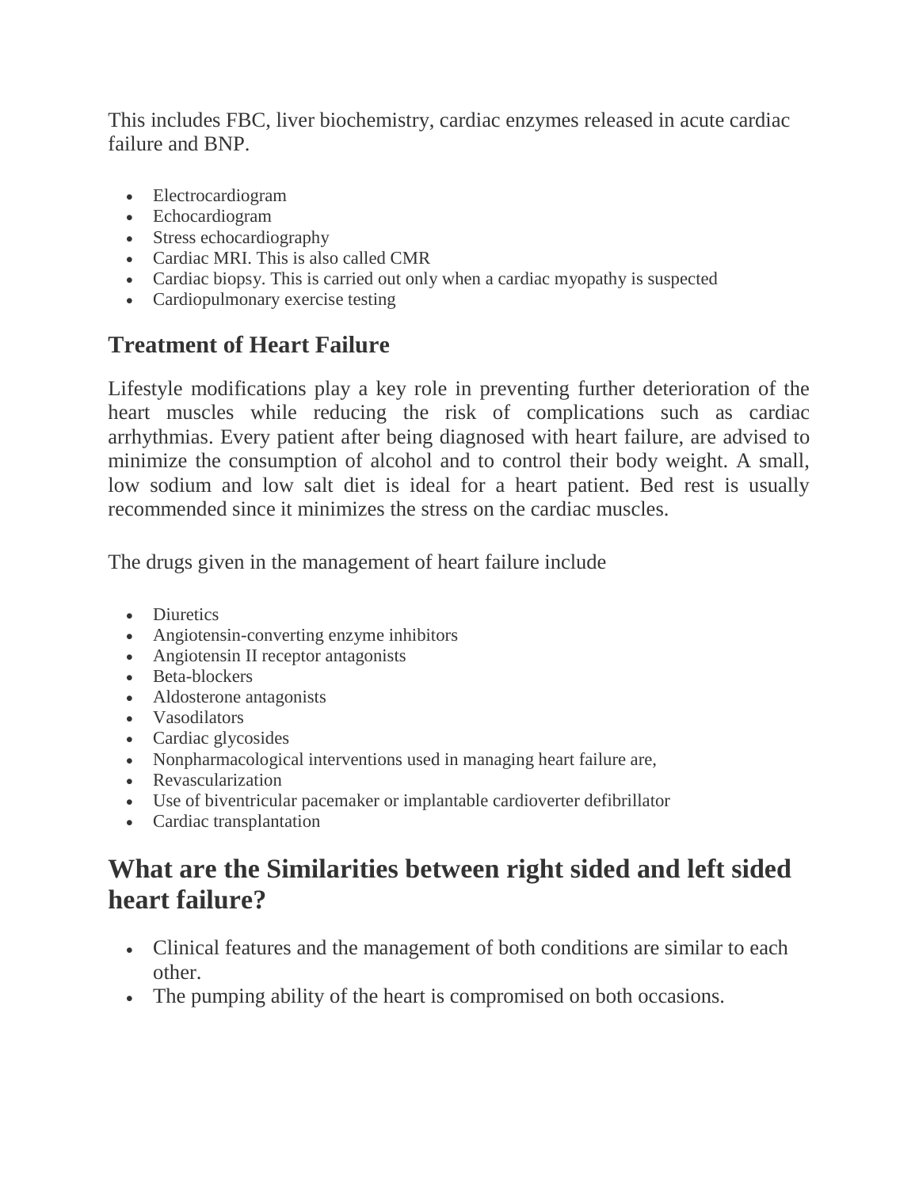This includes FBC, liver biochemistry, cardiac enzymes released in acute cardiac failure and BNP.

- Electrocardiogram
- Echocardiogram
- Stress echocardiography
- Cardiac MRI. This is also called CMR
- Cardiac biopsy. This is carried out only when a cardiac myopathy is suspected
- Cardiopulmonary exercise testing

## Treatment of Heart Failure

Lifestyle modifications play a key role in preventing further deterioration of the heart muscles while reducing the risk of complications such as cardiac arrhythmias. Every patient after being diagnosed with heart failure, are advised to minimize the consumption of alcohol and to control their body weight. A small, low sodium and low salt diet is ideal for a heart patient. Bed rest is usually recommended since it minimizes the stress on the cardiac muscles.

The drugs given in the management of heart failure include

- Diuretics
- Angiotensin-converting enzyme inhibitors
- Angiotensin II receptor antagonists
- Beta-blockers
- Aldosterone antagonists
- Vasodilators
- Cardiac glycosides
- Nonpharmacological interventions used in managing heart failure are,
- Revascularization
- Use of biventricular pacemaker or implantable cardioverter defibrillator
- Cardiac transplantation

## What are the Similarities between right sided and left sided heart failure?

- Clinical features and the management of both conditions are similar to each other.
- The pumping ability of the heart is compromised on both occasions.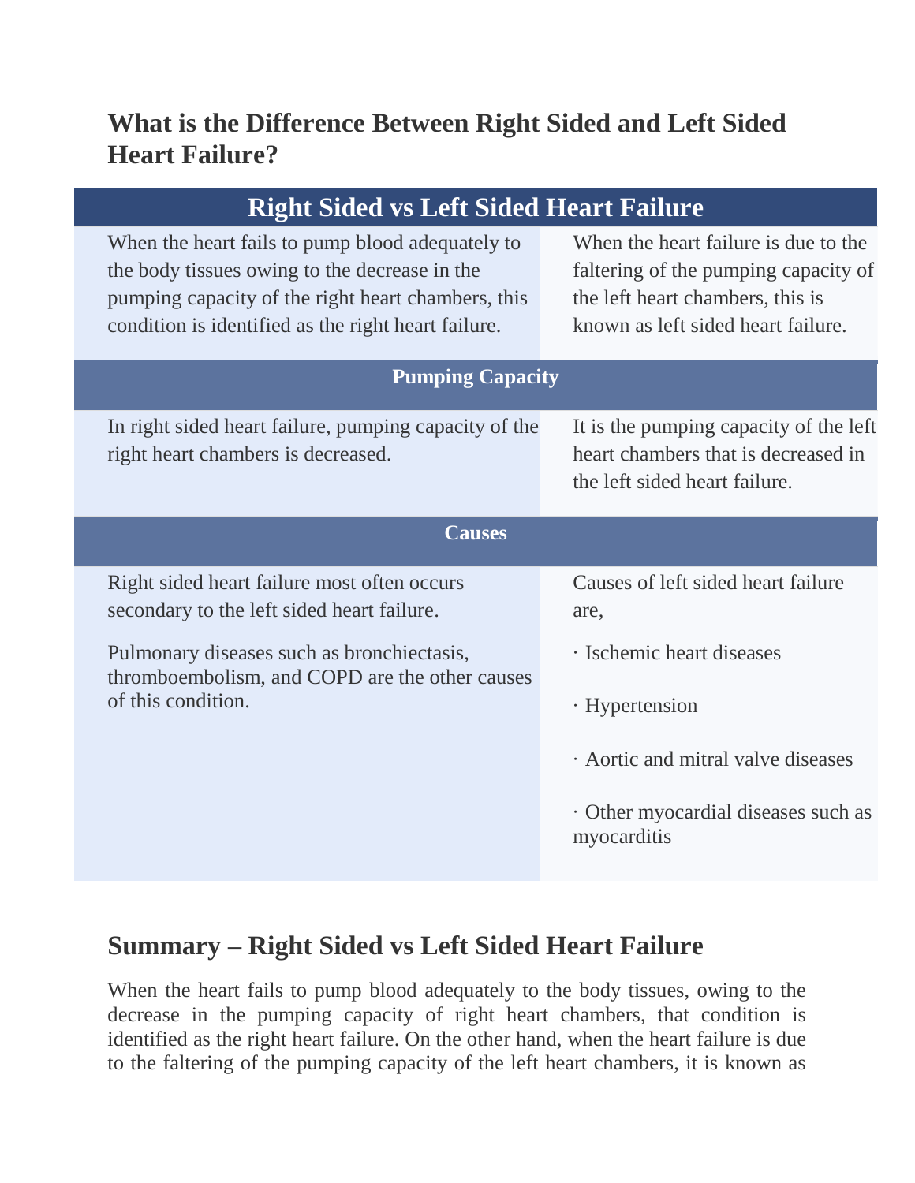## What is the Difference Between Right Sided and Left Sided Heart Failure?

| Right Sided vs Left Sided Heart Failure | |
|---|---|
| When the heart fails to pump blood adequately to the body tissues owing to the decrease in the pumping capacity of the right heart chambers, this condition is identified as the right heart failure. | When the heart failure is due to the faltering of the pumping capacity of the left heart chambers, this is known as left sided heart failure. |
| **Pumping Capacity** | |
| In right sided heart failure, pumping capacity of the right heart chambers is decreased. | It is the pumping capacity of the left heart chambers that is decreased in the left sided heart failure. |
| **Causes** | |
| Right sided heart failure most often occurs secondary to the left sided heart failure.<br><br>Pulmonary diseases such as bronchiectasis, thromboembolism, and COPD are the other causes of this condition. | Causes of left sided heart failure are,<br><br>· Ischemic heart diseases<br><br>· Hypertension<br><br>· Aortic and mitral valve diseases<br><br>· Other myocardial diseases such as myocarditis |

## Summary – Right Sided vs Left Sided Heart Failure

When the heart fails to pump blood adequately to the body tissues, owing to the decrease in the pumping capacity of right heart chambers, that condition is identified as the right heart failure. On the other hand, when the heart failure is due to the faltering of the pumping capacity of the left heart chambers, it is known as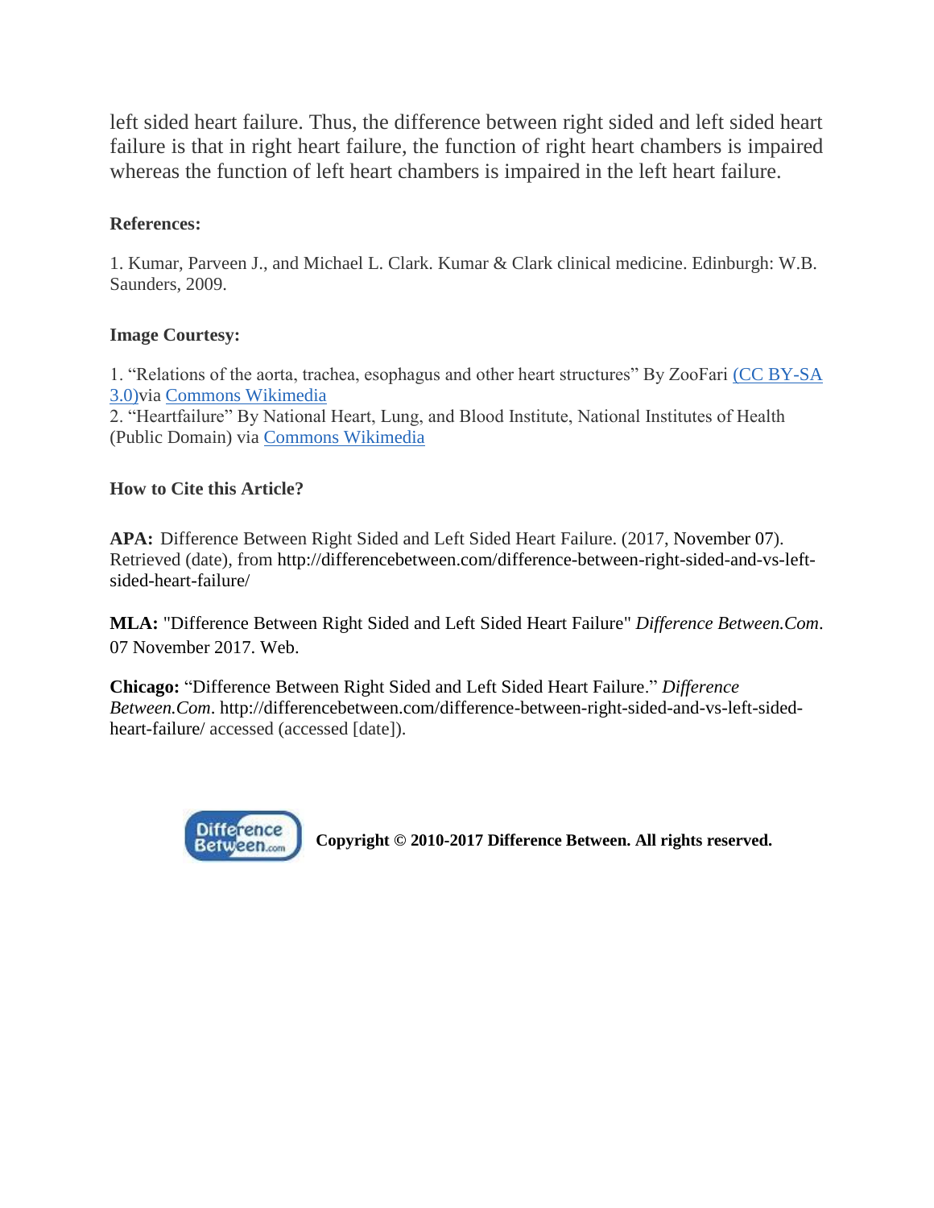left sided heart failure. Thus, the difference between right sided and left sided heart failure is that in right heart failure, the function of right heart chambers is impaired whereas the function of left heart chambers is impaired in the left heart failure.

**References:**

1. Kumar, Parveen J., and Michael L. Clark. Kumar & Clark clinical medicine. Edinburgh: W.B. Saunders, 2009.

**Image Courtesy:**

1. "Relations of the aorta, trachea, esophagus and other heart structures" By ZooFari (CC BY-SA 3.0)via Commons Wikimedia
2. "Heartfailure" By National Heart, Lung, and Blood Institute, National Institutes of Health (Public Domain) via Commons Wikimedia

**How to Cite this Article?**

**APA:** Difference Between Right Sided and Left Sided Heart Failure. (2017, November 07). Retrieved (date), from http://differencebetween.com/difference-between-right-sided-and-vs-left-sided-heart-failure/

**MLA:** "Difference Between Right Sided and Left Sided Heart Failure" *Difference Between.Com*. 07 November 2017. Web.

**Chicago:** "Difference Between Right Sided and Left Sided Heart Failure." *Difference Between.Com*. http://differencebetween.com/difference-between-right-sided-and-vs-left-sided-heart-failure/ accessed (accessed [date]).

**Copyright © 2010-2017 Difference Between. All rights reserved.**